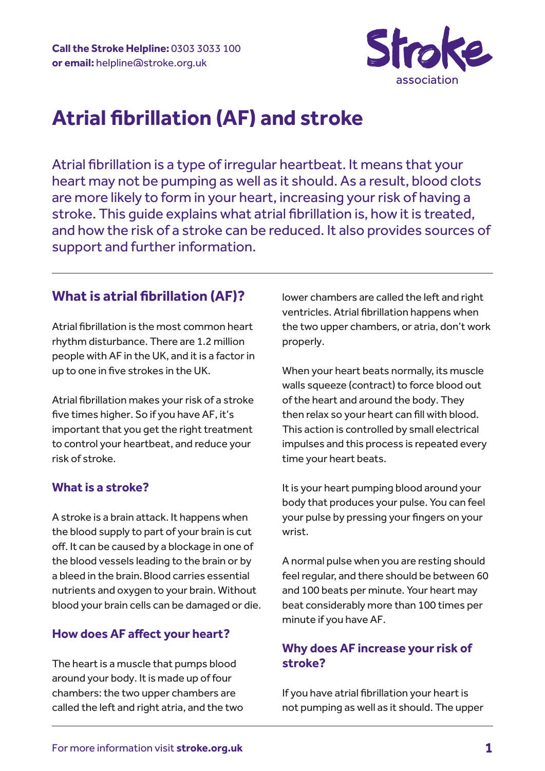**Call the Stroke Helpline:** 0303 3033 100
**or email:** helpline@stroke.org.uk

Stroke association

# Atrial fibrillation (AF) and stroke

Atrial fibrillation is a type of irregular heartbeat. It means that your heart may not be pumping as well as it should. As a result, blood clots are more likely to form in your heart, increasing your risk of having a stroke. This guide explains what atrial fibrillation is, how it is treated, and how the risk of a stroke can be reduced. It also provides sources of support and further information.

## What is atrial fibrillation (AF)?

Atrial fibrillation is the most common heart rhythm disturbance. There are 1.2 million people with AF in the UK, and it is a factor in up to one in five strokes in the UK.

Atrial fibrillation makes your risk of a stroke five times higher. So if you have AF, it's important that you get the right treatment to control your heartbeat, and reduce your risk of stroke.

### What is a stroke?

A stroke is a brain attack. It happens when the blood supply to part of your brain is cut off. It can be caused by a blockage in one of the blood vessels leading to the brain or by a bleed in the brain. Blood carries essential nutrients and oxygen to your brain. Without blood your brain cells can be damaged or die.

### How does AF affect your heart?

The heart is a muscle that pumps blood around your body. It is made up of four chambers: the two upper chambers are called the left and right atria, and the two lower chambers are called the left and right ventricles. Atrial fibrillation happens when the two upper chambers, or atria, don't work properly.

When your heart beats normally, its muscle walls squeeze (contract) to force blood out of the heart and around the body. They then relax so your heart can fill with blood. This action is controlled by small electrical impulses and this process is repeated every time your heart beats.

It is your heart pumping blood around your body that produces your pulse. You can feel your pulse by pressing your fingers on your wrist.

A normal pulse when you are resting should feel regular, and there should be between 60 and 100 beats per minute. Your heart may beat considerably more than 100 times per minute if you have AF.

### Why does AF increase your risk of stroke?

If you have atrial fibrillation your heart is not pumping as well as it should. The upper

For more information visit **stroke.org.uk**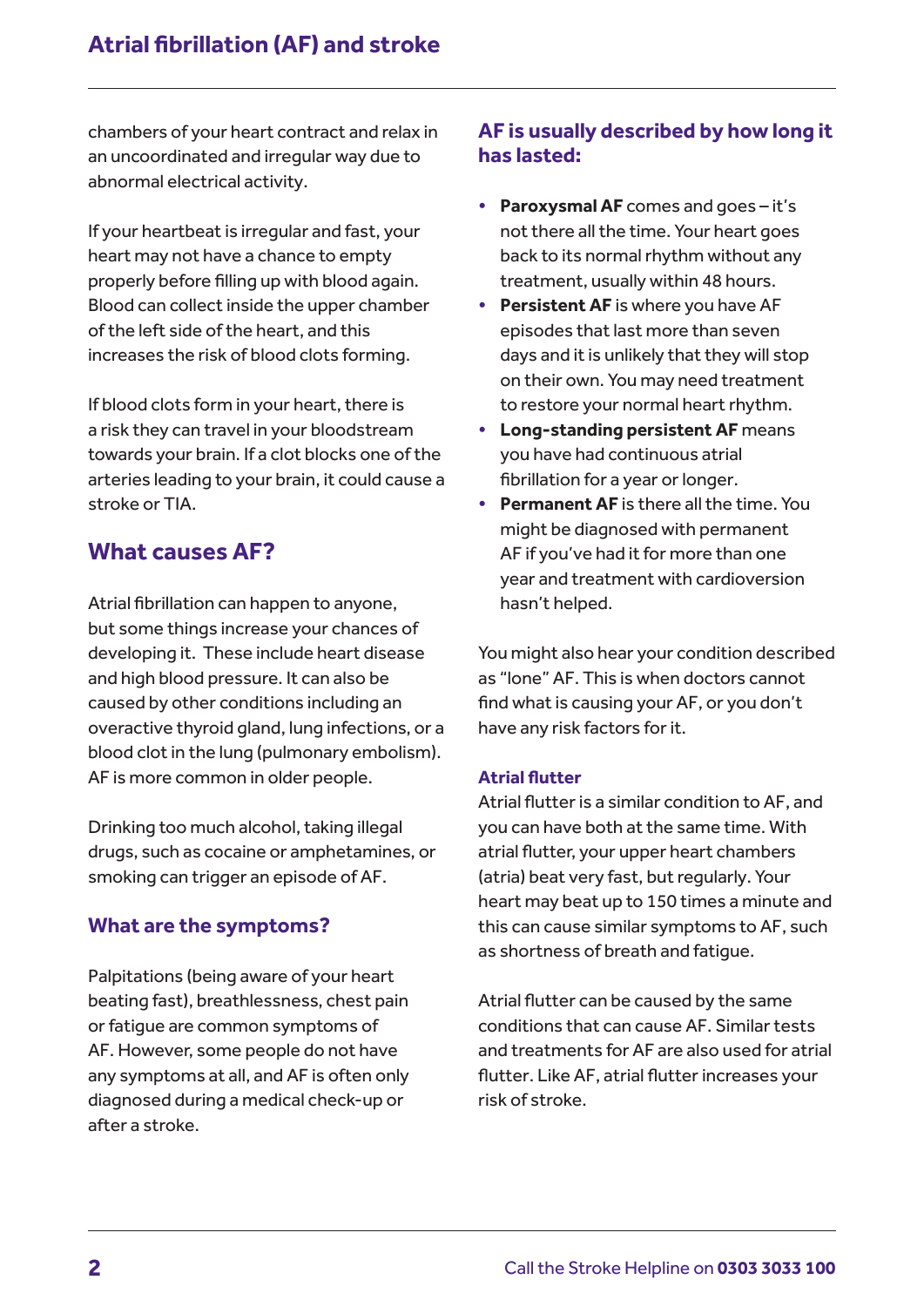chambers of your heart contract and relax in an uncoordinated and irregular way due to abnormal electrical activity.

If your heartbeat is irregular and fast, your heart may not have a chance to empty properly before filling up with blood again. Blood can collect inside the upper chamber of the left side of the heart, and this increases the risk of blood clots forming.

If blood clots form in your heart, there is a risk they can travel in your bloodstream towards your brain. If a clot blocks one of the arteries leading to your brain, it could cause a stroke or TIA.

## What causes AF?

Atrial fibrillation can happen to anyone, but some things increase your chances of developing it. These include heart disease and high blood pressure. It can also be caused by other conditions including an overactive thyroid gland, lung infections, or a blood clot in the lung (pulmonary embolism). AF is more common in older people.

Drinking too much alcohol, taking illegal drugs, such as cocaine or amphetamines, or smoking can trigger an episode of AF.

## What are the symptoms?

Palpitations (being aware of your heart beating fast), breathlessness, chest pain or fatigue are common symptoms of AF. However, some people do not have any symptoms at all, and AF is often only diagnosed during a medical check-up or after a stroke.

## AF is usually described by how long it has lasted:

- **Paroxysmal AF** comes and goes – it's not there all the time. Your heart goes back to its normal rhythm without any treatment, usually within 48 hours.
- **Persistent AF** is where you have AF episodes that last more than seven days and it is unlikely that they will stop on their own. You may need treatment to restore your normal heart rhythm.
- **Long-standing persistent AF** means you have had continuous atrial fibrillation for a year or longer.
- **Permanent AF** is there all the time. You might be diagnosed with permanent AF if you've had it for more than one year and treatment with cardioversion hasn't helped.

You might also hear your condition described as "lone" AF. This is when doctors cannot find what is causing your AF, or you don't have any risk factors for it.

### Atrial flutter

Atrial flutter is a similar condition to AF, and you can have both at the same time. With atrial flutter, your upper heart chambers (atria) beat very fast, but regularly. Your heart may beat up to 150 times a minute and this can cause similar symptoms to AF, such as shortness of breath and fatigue.

Atrial flutter can be caused by the same conditions that can cause AF. Similar tests and treatments for AF are also used for atrial flutter. Like AF, atrial flutter increases your risk of stroke.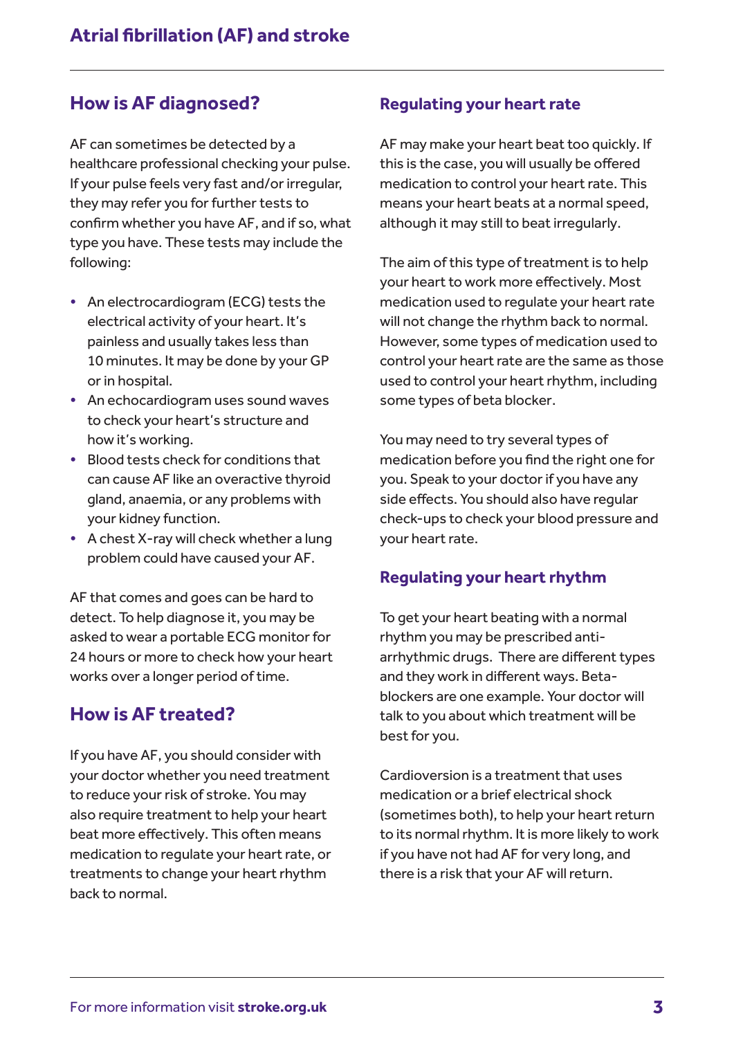## How is AF diagnosed?

AF can sometimes be detected by a healthcare professional checking your pulse. If your pulse feels very fast and/or irregular, they may refer you for further tests to confirm whether you have AF, and if so, what type you have. These tests may include the following:

- An electrocardiogram (ECG) tests the electrical activity of your heart. It's painless and usually takes less than 10 minutes. It may be done by your GP or in hospital.
- An echocardiogram uses sound waves to check your heart's structure and how it's working.
- Blood tests check for conditions that can cause AF like an overactive thyroid gland, anaemia, or any problems with your kidney function.
- A chest X-ray will check whether a lung problem could have caused your AF.

AF that comes and goes can be hard to detect. To help diagnose it, you may be asked to wear a portable ECG monitor for 24 hours or more to check how your heart works over a longer period of time.

## How is AF treated?

If you have AF, you should consider with your doctor whether you need treatment to reduce your risk of stroke. You may also require treatment to help your heart beat more effectively. This often means medication to regulate your heart rate, or treatments to change your heart rhythm back to normal.

### Regulating your heart rate

AF may make your heart beat too quickly. If this is the case, you will usually be offered medication to control your heart rate. This means your heart beats at a normal speed, although it may still to beat irregularly.

The aim of this type of treatment is to help your heart to work more effectively. Most medication used to regulate your heart rate will not change the rhythm back to normal. However, some types of medication used to control your heart rate are the same as those used to control your heart rhythm, including some types of beta blocker.

You may need to try several types of medication before you find the right one for you. Speak to your doctor if you have any side effects. You should also have regular check-ups to check your blood pressure and your heart rate.

### Regulating your heart rhythm

To get your heart beating with a normal rhythm you may be prescribed anti-arrhythmic drugs. There are different types and they work in different ways. Beta-blockers are one example. Your doctor will talk to you about which treatment will be best for you.

Cardioversion is a treatment that uses medication or a brief electrical shock (sometimes both), to help your heart return to its normal rhythm. It is more likely to work if you have not had AF for very long, and there is a risk that your AF will return.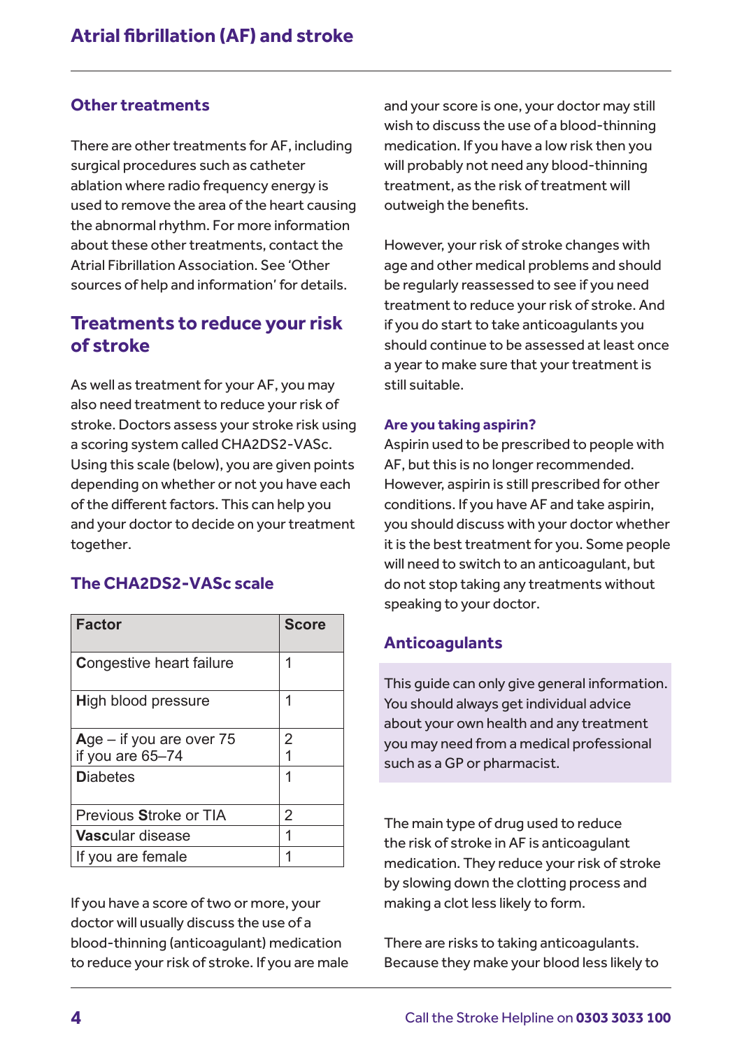## Other treatments

There are other treatments for AF, including surgical procedures such as catheter ablation where radio frequency energy is used to remove the area of the heart causing the abnormal rhythm. For more information about these other treatments, contact the Atrial Fibrillation Association. See 'Other sources of help and information' for details.

## Treatments to reduce your risk of stroke

As well as treatment for your AF, you may also need treatment to reduce your risk of stroke. Doctors assess your stroke risk using a scoring system called CHA2DS2-VASc. Using this scale (below), you are given points depending on whether or not you have each of the different factors. This can help you and your doctor to decide on your treatment together.

### The CHA2DS2-VASc scale

| Factor | Score |
|---|---|
| **C**ongestive heart failure | 1 |
| **H**igh blood pressure | 1 |
| **A**ge – if you are over 75<br>if you are 65–74 | 2<br>1 |
| **D**iabetes | 1 |
| Previous **S**troke or TIA | 2 |
| **Vasc**ular disease | 1 |
| If you are female | 1 |

If you have a score of two or more, your doctor will usually discuss the use of a blood-thinning (anticoagulant) medication to reduce your risk of stroke. If you are male and your score is one, your doctor may still wish to discuss the use of a blood-thinning medication. If you have a low risk then you will probably not need any blood-thinning treatment, as the risk of treatment will outweigh the benefits.

However, your risk of stroke changes with age and other medical problems and should be regularly reassessed to see if you need treatment to reduce your risk of stroke. And if you do start to take anticoagulants you should continue to be assessed at least once a year to make sure that your treatment is still suitable.

#### Are you taking aspirin?

Aspirin used to be prescribed to people with AF, but this is no longer recommended. However, aspirin is still prescribed for other conditions. If you have AF and take aspirin, you should discuss with your doctor whether it is the best treatment for you. Some people will need to switch to an anticoagulant, but do not stop taking any treatments without speaking to your doctor.

### Anticoagulants

This guide can only give general information. You should always get individual advice about your own health and any treatment you may need from a medical professional such as a GP or pharmacist.

The main type of drug used to reduce the risk of stroke in AF is anticoagulant medication. They reduce your risk of stroke by slowing down the clotting process and making a clot less likely to form.

There are risks to taking anticoagulants. Because they make your blood less likely to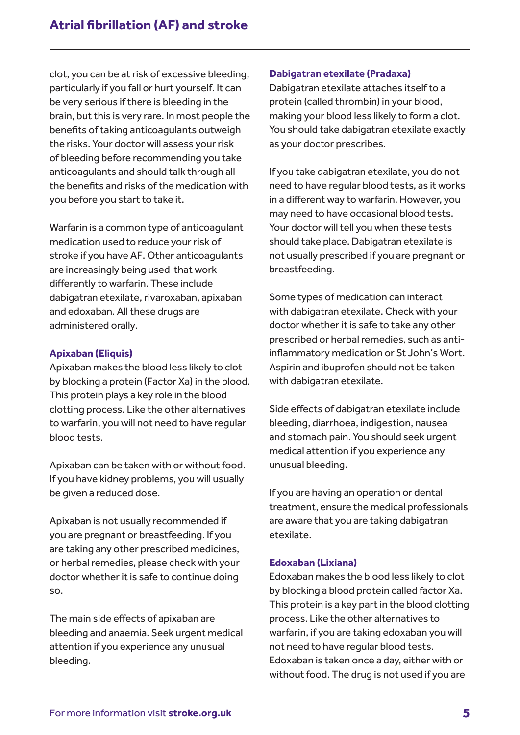clot, you can be at risk of excessive bleeding, particularly if you fall or hurt yourself. It can be very serious if there is bleeding in the brain, but this is very rare. In most people the benefits of taking anticoagulants outweigh the risks. Your doctor will assess your risk of bleeding before recommending you take anticoagulants and should talk through all the benefits and risks of the medication with you before you start to take it.

Warfarin is a common type of anticoagulant medication used to reduce your risk of stroke if you have AF. Other anticoagulants are increasingly being used that work differently to warfarin. These include dabigatran etexilate, rivaroxaban, apixaban and edoxaban. All these drugs are administered orally.

### Apixaban (Eliquis)

Apixaban makes the blood less likely to clot by blocking a protein (Factor Xa) in the blood. This protein plays a key role in the blood clotting process. Like the other alternatives to warfarin, you will not need to have regular blood tests.

Apixaban can be taken with or without food. If you have kidney problems, you will usually be given a reduced dose.

Apixaban is not usually recommended if you are pregnant or breastfeeding. If you are taking any other prescribed medicines, or herbal remedies, please check with your doctor whether it is safe to continue doing so.

The main side effects of apixaban are bleeding and anaemia. Seek urgent medical attention if you experience any unusual bleeding.

### Dabigatran etexilate (Pradaxa)

Dabigatran etexilate attaches itself to a protein (called thrombin) in your blood, making your blood less likely to form a clot. You should take dabigatran etexilate exactly as your doctor prescribes.

If you take dabigatran etexilate, you do not need to have regular blood tests, as it works in a different way to warfarin. However, you may need to have occasional blood tests. Your doctor will tell you when these tests should take place. Dabigatran etexilate is not usually prescribed if you are pregnant or breastfeeding.

Some types of medication can interact with dabigatran etexilate. Check with your doctor whether it is safe to take any other prescribed or herbal remedies, such as anti-inflammatory medication or St John's Wort. Aspirin and ibuprofen should not be taken with dabigatran etexilate.

Side effects of dabigatran etexilate include bleeding, diarrhoea, indigestion, nausea and stomach pain. You should seek urgent medical attention if you experience any unusual bleeding.

If you are having an operation or dental treatment, ensure the medical professionals are aware that you are taking dabigatran etexilate.

### Edoxaban (Lixiana)

Edoxaban makes the blood less likely to clot by blocking a blood protein called factor Xa. This protein is a key part in the blood clotting process. Like the other alternatives to warfarin, if you are taking edoxaban you will not need to have regular blood tests. Edoxaban is taken once a day, either with or without food. The drug is not used if you are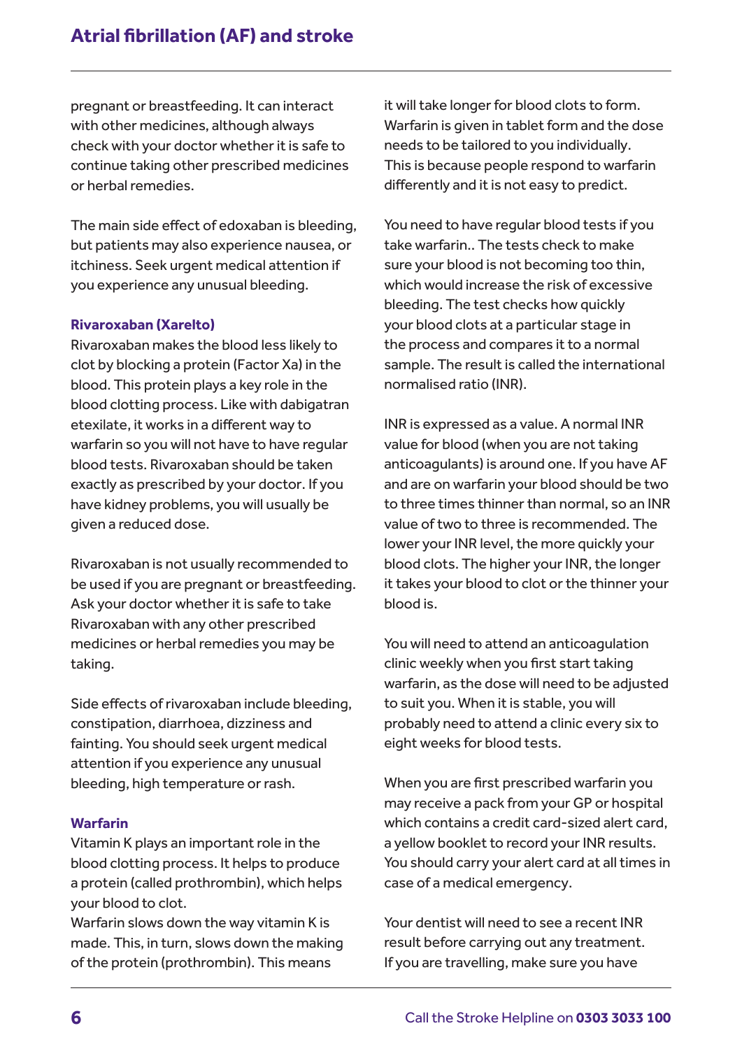pregnant or breastfeeding. It can interact with other medicines, although always check with your doctor whether it is safe to continue taking other prescribed medicines or herbal remedies.

The main side effect of edoxaban is bleeding, but patients may also experience nausea, or itchiness. Seek urgent medical attention if you experience any unusual bleeding.

### Rivaroxaban (Xarelto)

Rivaroxaban makes the blood less likely to clot by blocking a protein (Factor Xa) in the blood. This protein plays a key role in the blood clotting process. Like with dabigatran etexilate, it works in a different way to warfarin so you will not have to have regular blood tests. Rivaroxaban should be taken exactly as prescribed by your doctor. If you have kidney problems, you will usually be given a reduced dose.

Rivaroxaban is not usually recommended to be used if you are pregnant or breastfeeding. Ask your doctor whether it is safe to take Rivaroxaban with any other prescribed medicines or herbal remedies you may be taking.

Side effects of rivaroxaban include bleeding, constipation, diarrhoea, dizziness and fainting. You should seek urgent medical attention if you experience any unusual bleeding, high temperature or rash.

### Warfarin

Vitamin K plays an important role in the blood clotting process. It helps to produce a protein (called prothrombin), which helps your blood to clot.
Warfarin slows down the way vitamin K is made. This, in turn, slows down the making of the protein (prothrombin). This means it will take longer for blood clots to form. Warfarin is given in tablet form and the dose needs to be tailored to you individually. This is because people respond to warfarin differently and it is not easy to predict.

You need to have regular blood tests if you take warfarin.. The tests check to make sure your blood is not becoming too thin, which would increase the risk of excessive bleeding. The test checks how quickly your blood clots at a particular stage in the process and compares it to a normal sample. The result is called the international normalised ratio (INR).

INR is expressed as a value. A normal INR value for blood (when you are not taking anticoagulants) is around one. If you have AF and are on warfarin your blood should be two to three times thinner than normal, so an INR value of two to three is recommended. The lower your INR level, the more quickly your blood clots. The higher your INR, the longer it takes your blood to clot or the thinner your blood is.

You will need to attend an anticoagulation clinic weekly when you first start taking warfarin, as the dose will need to be adjusted to suit you. When it is stable, you will probably need to attend a clinic every six to eight weeks for blood tests.

When you are first prescribed warfarin you may receive a pack from your GP or hospital which contains a credit card-sized alert card, a yellow booklet to record your INR results. You should carry your alert card at all times in case of a medical emergency.

Your dentist will need to see a recent INR result before carrying out any treatment. If you are travelling, make sure you have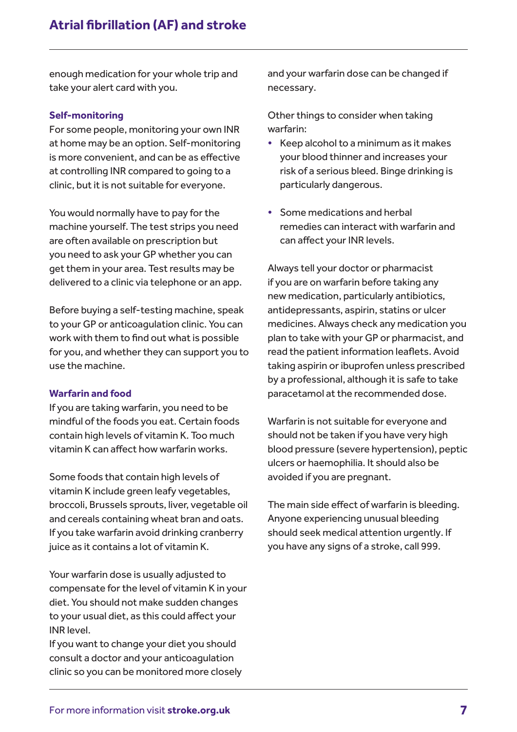enough medication for your whole trip and take your alert card with you.

### Self-monitoring

For some people, monitoring your own INR at home may be an option. Self-monitoring is more convenient, and can be as effective at controlling INR compared to going to a clinic, but it is not suitable for everyone.

You would normally have to pay for the machine yourself. The test strips you need are often available on prescription but you need to ask your GP whether you can get them in your area. Test results may be delivered to a clinic via telephone or an app.

Before buying a self-testing machine, speak to your GP or anticoagulation clinic. You can work with them to find out what is possible for you, and whether they can support you to use the machine.

### Warfarin and food

If you are taking warfarin, you need to be mindful of the foods you eat. Certain foods contain high levels of vitamin K. Too much vitamin K can affect how warfarin works.

Some foods that contain high levels of vitamin K include green leafy vegetables, broccoli, Brussels sprouts, liver, vegetable oil and cereals containing wheat bran and oats. If you take warfarin avoid drinking cranberry juice as it contains a lot of vitamin K.

Your warfarin dose is usually adjusted to compensate for the level of vitamin K in your diet. You should not make sudden changes to your usual diet, as this could affect your INR level.
If you want to change your diet you should consult a doctor and your anticoagulation clinic so you can be monitored more closely and your warfarin dose can be changed if necessary.

Other things to consider when taking warfarin:

- Keep alcohol to a minimum as it makes your blood thinner and increases your risk of a serious bleed. Binge drinking is particularly dangerous.
- Some medications and herbal remedies can interact with warfarin and can affect your INR levels.

Always tell your doctor or pharmacist if you are on warfarin before taking any new medication, particularly antibiotics, antidepressants, aspirin, statins or ulcer medicines. Always check any medication you plan to take with your GP or pharmacist, and read the patient information leaflets. Avoid taking aspirin or ibuprofen unless prescribed by a professional, although it is safe to take paracetamol at the recommended dose.

Warfarin is not suitable for everyone and should not be taken if you have very high blood pressure (severe hypertension), peptic ulcers or haemophilia. It should also be avoided if you are pregnant.

The main side effect of warfarin is bleeding. Anyone experiencing unusual bleeding should seek medical attention urgently. If you have any signs of a stroke, call 999.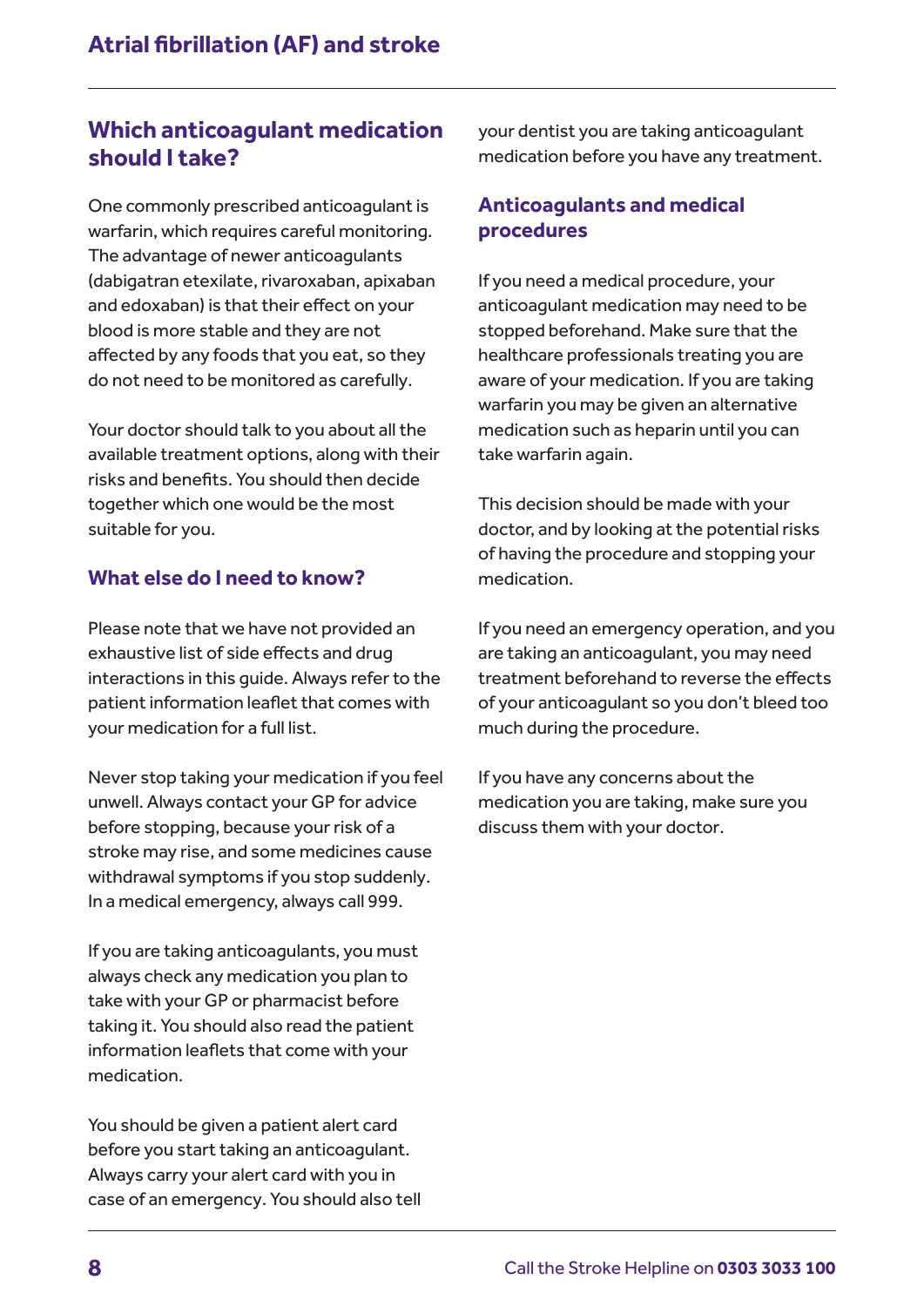## Which anticoagulant medication should I take?

One commonly prescribed anticoagulant is warfarin, which requires careful monitoring. The advantage of newer anticoagulants (dabigatran etexilate, rivaroxaban, apixaban and edoxaban) is that their effect on your blood is more stable and they are not affected by any foods that you eat, so they do not need to be monitored as carefully.

Your doctor should talk to you about all the available treatment options, along with their risks and benefits. You should then decide together which one would be the most suitable for you.

### What else do I need to know?

Please note that we have not provided an exhaustive list of side effects and drug interactions in this guide. Always refer to the patient information leaflet that comes with your medication for a full list.

Never stop taking your medication if you feel unwell. Always contact your GP for advice before stopping, because your risk of a stroke may rise, and some medicines cause withdrawal symptoms if you stop suddenly. In a medical emergency, always call 999.

If you are taking anticoagulants, you must always check any medication you plan to take with your GP or pharmacist before taking it. You should also read the patient information leaflets that come with your medication.

You should be given a patient alert card before you start taking an anticoagulant. Always carry your alert card with you in case of an emergency. You should also tell your dentist you are taking anticoagulant medication before you have any treatment.

### Anticoagulants and medical procedures

If you need a medical procedure, your anticoagulant medication may need to be stopped beforehand. Make sure that the healthcare professionals treating you are aware of your medication. If you are taking warfarin you may be given an alternative medication such as heparin until you can take warfarin again.

This decision should be made with your doctor, and by looking at the potential risks of having the procedure and stopping your medication.

If you need an emergency operation, and you are taking an anticoagulant, you may need treatment beforehand to reverse the effects of your anticoagulant so you don't bleed too much during the procedure.

If you have any concerns about the medication you are taking, make sure you discuss them with your doctor.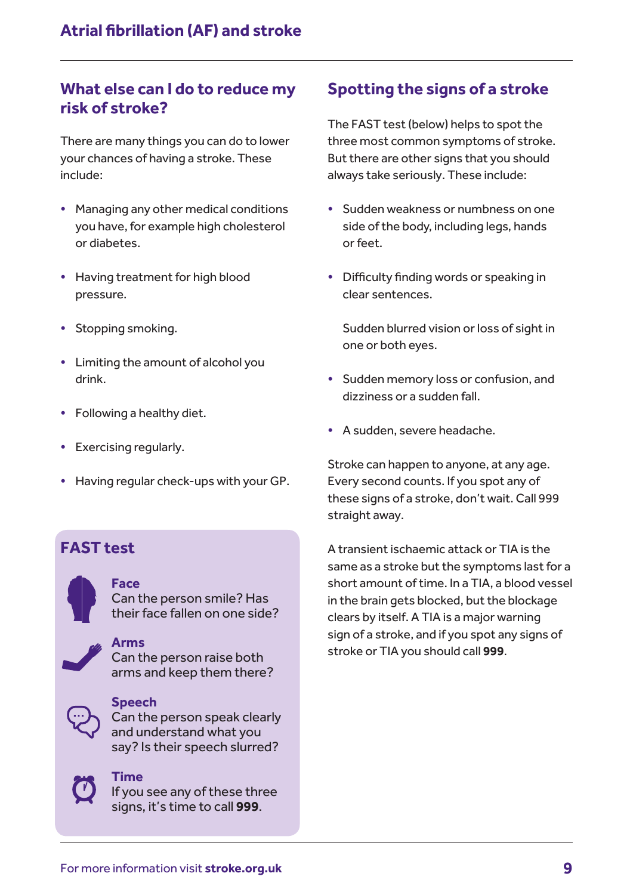## What else can I do to reduce my risk of stroke?

There are many things you can do to lower your chances of having a stroke. These include:

- Managing any other medical conditions you have, for example high cholesterol or diabetes.
- Having treatment for high blood pressure.
- Stopping smoking.
- Limiting the amount of alcohol you drink.
- Following a healthy diet.
- Exercising regularly.
- Having regular check-ups with your GP.

## FAST test

**Face**
Can the person smile? Has their face fallen on one side?

**Arms**
Can the person raise both arms and keep them there?

**Speech**
Can the person speak clearly and understand what you say? Is their speech slurred?

**Time**
If you see any of these three signs, it's time to call **999**.

## Spotting the signs of a stroke

The FAST test (below) helps to spot the three most common symptoms of stroke. But there are other signs that you should always take seriously. These include:

- Sudden weakness or numbness on one side of the body, including legs, hands or feet.
- Difficulty finding words or speaking in clear sentences.

  Sudden blurred vision or loss of sight in one or both eyes.
- Sudden memory loss or confusion, and dizziness or a sudden fall.
- A sudden, severe headache.

Stroke can happen to anyone, at any age. Every second counts. If you spot any of these signs of a stroke, don't wait. Call 999 straight away.

A transient ischaemic attack or TIA is the same as a stroke but the symptoms last for a short amount of time. In a TIA, a blood vessel in the brain gets blocked, but the blockage clears by itself. A TIA is a major warning sign of a stroke, and if you spot any signs of stroke or TIA you should call **999**.

For more information visit **stroke.org.uk**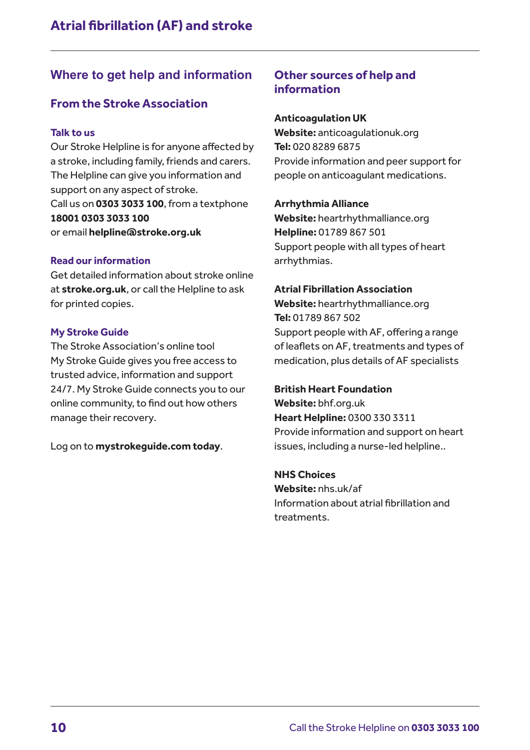## Where to get help and information

### From the Stroke Association

#### Talk to us

Our Stroke Helpline is for anyone affected by a stroke, including family, friends and carers. The Helpline can give you information and support on any aspect of stroke.
Call us on **0303 3033 100**, from a textphone **18001 0303 3033 100**
or email **helpline@stroke.org.uk**

#### Read our information

Get detailed information about stroke online at **stroke.org.uk**, or call the Helpline to ask for printed copies.

#### My Stroke Guide

The Stroke Association's online tool My Stroke Guide gives you free access to trusted advice, information and support 24/7. My Stroke Guide connects you to our online community, to find out how others manage their recovery.

Log on to **mystrokeguide.com today**.

## Other sources of help and information

**Anticoagulation UK**
**Website:** anticoagulationuk.org
**Tel:** 020 8289 6875
Provide information and peer support for people on anticoagulant medications.

**Arrhythmia Alliance**
**Website:** heartrhythmalliance.org
**Helpline:** 01789 867 501
Support people with all types of heart arrhythmias.

**Atrial Fibrillation Association**
**Website:** heartrhythmalliance.org
**Tel:** 01789 867 502
Support people with AF, offering a range of leaflets on AF, treatments and types of medication, plus details of AF specialists

**British Heart Foundation**
**Website:** bhf.org.uk
**Heart Helpline:** 0300 330 3311
Provide information and support on heart issues, including a nurse-led helpline..

**NHS Choices**
**Website:** nhs.uk/af
Information about atrial fibrillation and treatments.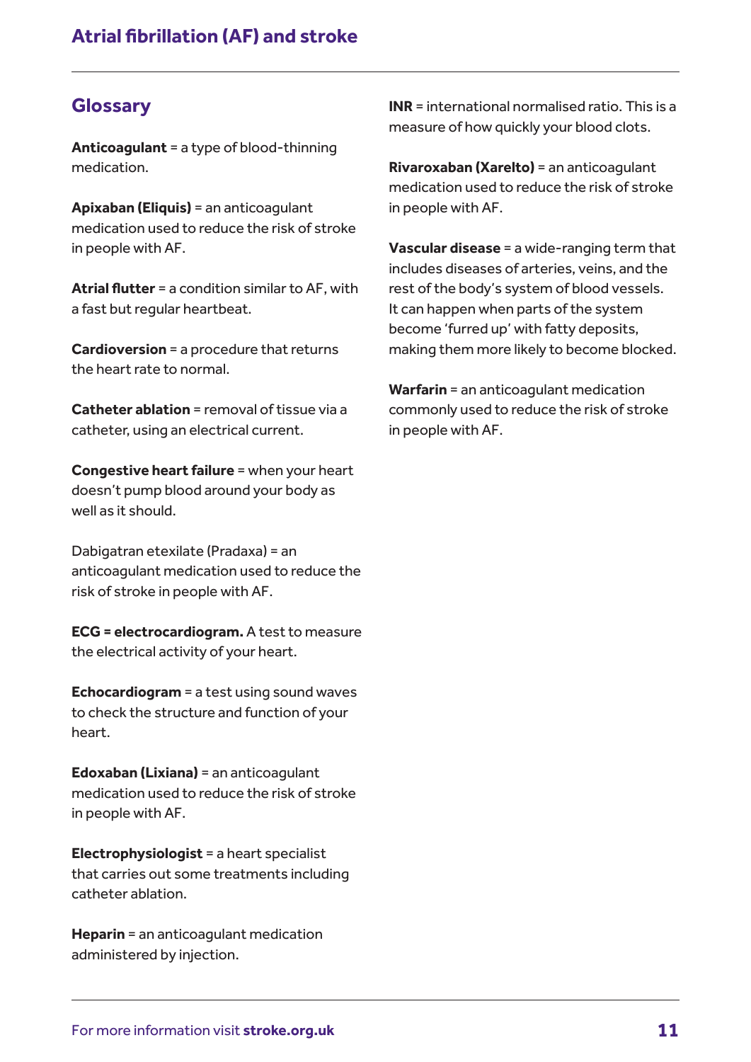## Glossary

**Anticoagulant** = a type of blood-thinning medication.

**Apixaban (Eliquis)** = an anticoagulant medication used to reduce the risk of stroke in people with AF.

**Atrial flutter** = a condition similar to AF, with a fast but regular heartbeat.

**Cardioversion** = a procedure that returns the heart rate to normal.

**Catheter ablation** = removal of tissue via a catheter, using an electrical current.

**Congestive heart failure** = when your heart doesn't pump blood around your body as well as it should.

Dabigatran etexilate (Pradaxa) = an anticoagulant medication used to reduce the risk of stroke in people with AF.

**ECG = electrocardiogram.** A test to measure the electrical activity of your heart.

**Echocardiogram** = a test using sound waves to check the structure and function of your heart.

**Edoxaban (Lixiana)** = an anticoagulant medication used to reduce the risk of stroke in people with AF.

**Electrophysiologist** = a heart specialist that carries out some treatments including catheter ablation.

**Heparin** = an anticoagulant medication administered by injection.

**INR** = international normalised ratio. This is a measure of how quickly your blood clots.

**Rivaroxaban (Xarelto)** = an anticoagulant medication used to reduce the risk of stroke in people with AF.

**Vascular disease** = a wide-ranging term that includes diseases of arteries, veins, and the rest of the body's system of blood vessels. It can happen when parts of the system become 'furred up' with fatty deposits, making them more likely to become blocked.

**Warfarin** = an anticoagulant medication commonly used to reduce the risk of stroke in people with AF.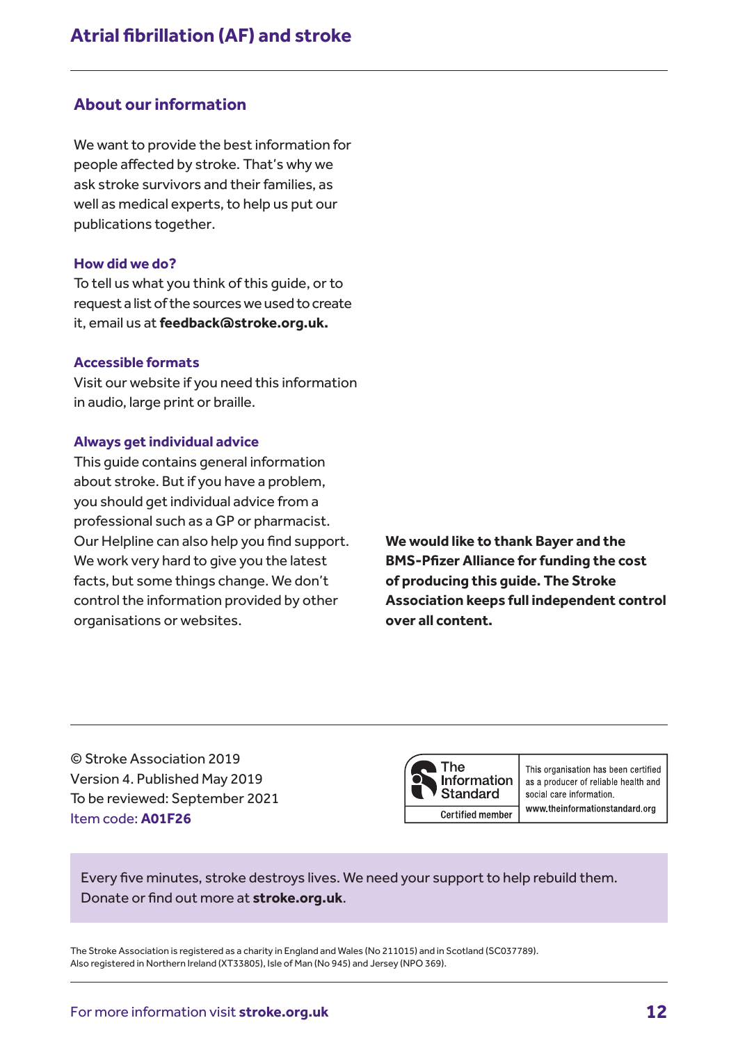## About our information

We want to provide the best information for people affected by stroke. That's why we ask stroke survivors and their families, as well as medical experts, to help us put our publications together.

### How did we do?

To tell us what you think of this guide, or to request a list of the sources we used to create it, email us at **feedback@stroke.org.uk.**

### Accessible formats

Visit our website if you need this information in audio, large print or braille.

### Always get individual advice

This guide contains general information about stroke. But if you have a problem, you should get individual advice from a professional such as a GP or pharmacist. Our Helpline can also help you find support. We work very hard to give you the latest facts, but some things change. We don't control the information provided by other organisations or websites.

**We would like to thank Bayer and the BMS-Pfizer Alliance for funding the cost of producing this guide. The Stroke Association keeps full independent control over all content.**

© Stroke Association 2019
Version 4. Published May 2019
To be reviewed: September 2021
Item code: **A01F26**

The Information Standard
Certified member
This organisation has been certified as a producer of reliable health and social care information.
www.theinformationstandard.org

Every five minutes, stroke destroys lives. We need your support to help rebuild them. Donate or find out more at **stroke.org.uk**.

The Stroke Association is registered as a charity in England and Wales (No 211015) and in Scotland (SC037789). Also registered in Northern Ireland (XT33805), Isle of Man (No 945) and Jersey (NPO 369).